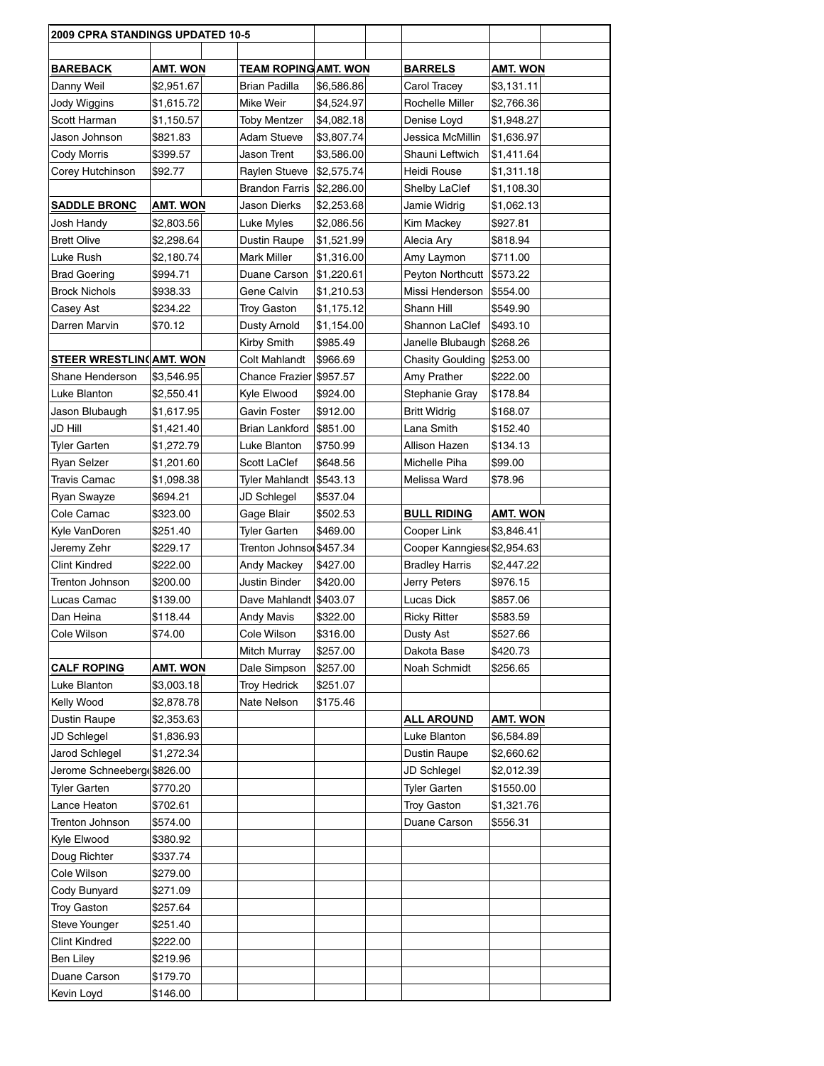# 2009 CPRA STANDINGS UPDATED 10-5

### BAREBACK

| BAREBACK | AMT. WON |
|---|---|
| Danny Weil | $2,951.67 |
| Jody Wiggins | $1,615.72 |
| Scott Harman | $1,150.57 |
| Jason Johnson | $821.83 |
| Cody Morris | $399.57 |
| Corey Hutchinson | $92.77 |

### SADDLE BRONC

| SADDLE BRONC | AMT. WON |
|---|---|
| Josh Handy | $2,803.56 |
| Brett Olive | $2,298.64 |
| Luke Rush | $2,180.74 |
| Brad Goering | $994.71 |
| Brock Nichols | $938.33 |
| Casey Ast | $234.22 |
| Darren Marvin | $70.12 |

### STEER WRESTLING

| STEER WRESTLING | AMT. WON |
|---|---|
| Shane Henderson | $3,546.95 |
| Luke Blanton | $2,550.41 |
| Jason Blubaugh | $1,617.95 |
| JD Hill | $1,421.40 |
| Tyler Garten | $1,272.79 |
| Ryan Selzer | $1,201.60 |
| Travis Camac | $1,098.38 |
| Ryan Swayze | $694.21 |
| Cole Camac | $323.00 |
| Kyle VanDoren | $251.40 |
| Jeremy Zehr | $229.17 |
| Clint Kindred | $222.00 |
| Trenton Johnson | $200.00 |
| Lucas Camac | $139.00 |
| Dan Heina | $118.44 |
| Cole Wilson | $74.00 |

### CALF ROPING

| CALF ROPING | AMT. WON |
|---|---|
| Luke Blanton | $3,003.18 |
| Kelly Wood | $2,878.78 |
| Dustin Raupe | $2,353.63 |
| JD Schlegel | $1,836.93 |
| Jarod Schlegel | $1,272.34 |
| Jerome Schneeberger | $826.00 |
| Tyler Garten | $770.20 |
| Lance Heaton | $702.61 |
| Trenton Johnson | $574.00 |
| Kyle Elwood | $380.92 |
| Doug Richter | $337.74 |
| Cole Wilson | $279.00 |
| Cody Bunyard | $271.09 |
| Troy Gaston | $257.64 |
| Steve Younger | $251.40 |
| Clint Kindred | $222.00 |
| Ben Liley | $219.96 |
| Duane Carson | $179.70 |
| Kevin Loyd | $146.00 |

### TEAM ROPING

| TEAM ROPING | AMT. WON |
|---|---|
| Brian Padilla | $6,586.86 |
| Mike Weir | $4,524.97 |
| Toby Mentzer | $4,082.18 |
| Adam Stueve | $3,807.74 |
| Jason Trent | $3,586.00 |
| Raylen Stueve | $2,575.74 |
| Brandon Farris | $2,286.00 |
| Jason Dierks | $2,253.68 |
| Luke Myles | $2,086.56 |
| Dustin Raupe | $1,521.99 |
| Mark Miller | $1,316.00 |
| Duane Carson | $1,220.61 |
| Gene Calvin | $1,210.53 |
| Troy Gaston | $1,175.12 |
| Dusty Arnold | $1,154.00 |
| Kirby Smith | $985.49 |
| Colt Mahlandt | $966.69 |
| Chance Frazier | $957.57 |
| Kyle Elwood | $924.00 |
| Gavin Foster | $912.00 |
| Brian Lankford | $851.00 |
| Luke Blanton | $750.99 |
| Scott LaClef | $648.56 |
| Tyler Mahlandt | $543.13 |
| JD Schlegel | $537.04 |
| Gage Blair | $502.53 |
| Tyler Garten | $469.00 |
| Trenton Johnson | $457.34 |
| Andy Mackey | $427.00 |
| Justin Binder | $420.00 |
| Dave Mahlandt | $403.07 |
| Andy Mavis | $322.00 |
| Cole Wilson | $316.00 |
| Mitch Murray | $257.00 |
| Dale Simpson | $257.00 |
| Troy Hedrick | $251.07 |
| Nate Nelson | $175.46 |

### BARRELS

| BARRELS | AMT. WON |
|---|---|
| Carol Tracey | $3,131.11 |
| Rochelle Miller | $2,766.36 |
| Denise Loyd | $1,948.27 |
| Jessica McMillin | $1,636.97 |
| Shauni Leftwich | $1,411.64 |
| Heidi Rouse | $1,311.18 |
| Shelby LaClef | $1,108.30 |
| Jamie Widrig | $1,062.13 |
| Kim Mackey | $927.81 |
| Alecia Ary | $818.94 |
| Amy Laymon | $711.00 |
| Peyton Northcutt | $573.22 |
| Missi Henderson | $554.00 |
| Shann Hill | $549.90 |
| Shannon LaClef | $493.10 |
| Janelle Blubaugh | $268.26 |
| Chasity Goulding | $253.00 |
| Amy Prather | $222.00 |
| Stephanie Gray | $178.84 |
| Britt Widrig | $168.07 |
| Lana Smith | $152.40 |
| Allison Hazen | $134.13 |
| Michelle Piha | $99.00 |
| Melissa Ward | $78.96 |

### BULL RIDING

| BULL RIDING | AMT. WON |
|---|---|
| Cooper Link | $3,846.41 |
| Cooper Kanngiesser | $2,954.63 |
| Bradley Harris | $2,447.22 |
| Jerry Peters | $976.15 |
| Lucas Dick | $857.06 |
| Ricky Ritter | $583.59 |
| Dusty Ast | $527.66 |
| Dakota Base | $420.73 |
| Noah Schmidt | $256.65 |

### ALL AROUND

| ALL AROUND | AMT. WON |
|---|---|
| Luke Blanton | $6,584.89 |
| Dustin Raupe | $2,660.62 |
| JD Schlegel | $2,012.39 |
| Tyler Garten | $1550.00 |
| Troy Gaston | $1,321.76 |
| Duane Carson | $556.31 |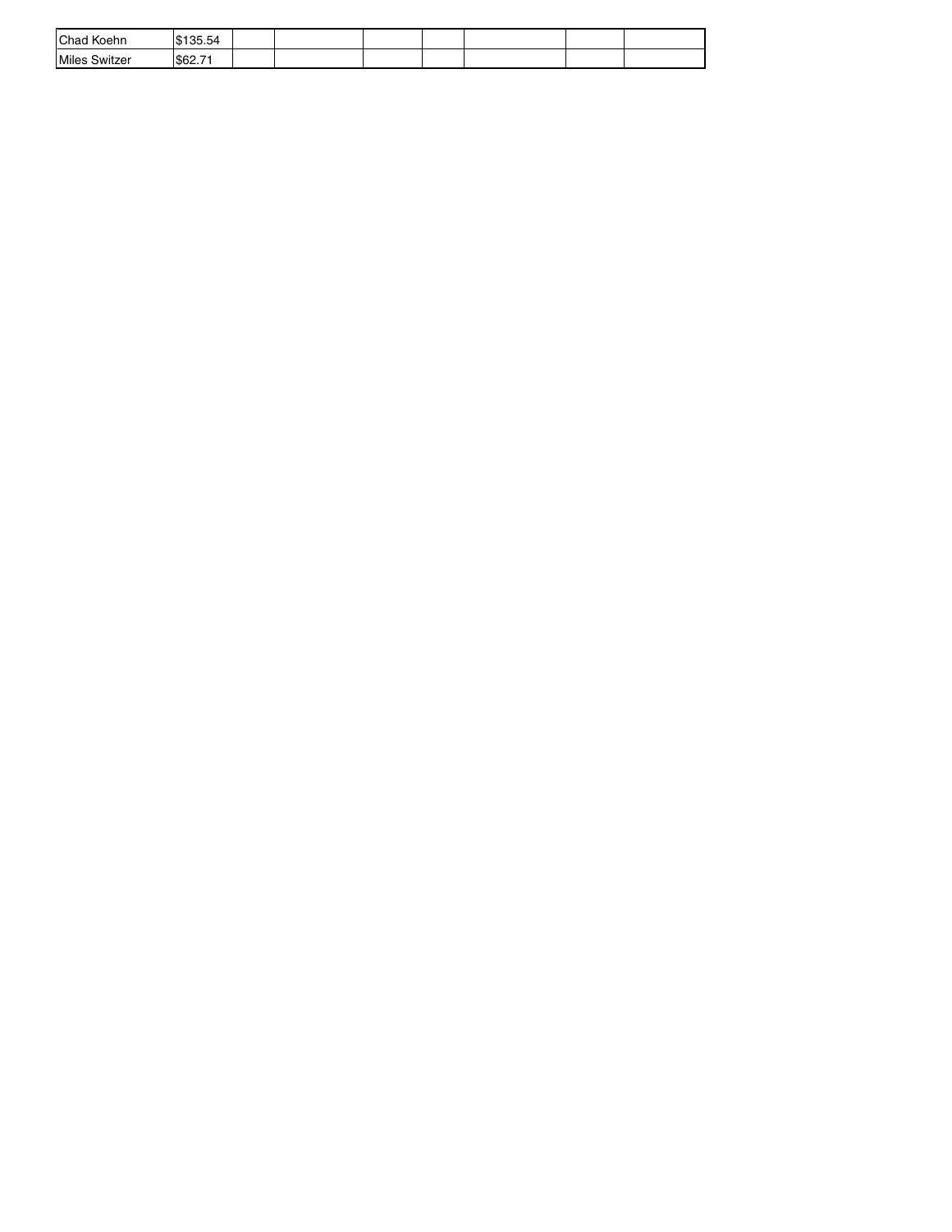| | | | | | | | | |
|---|---|---|---|---|---|---|---|---|
| Chad Koehn | $135.54 | | | | | | | |
| Miles Switzer | $62.71 | | | | | | | |